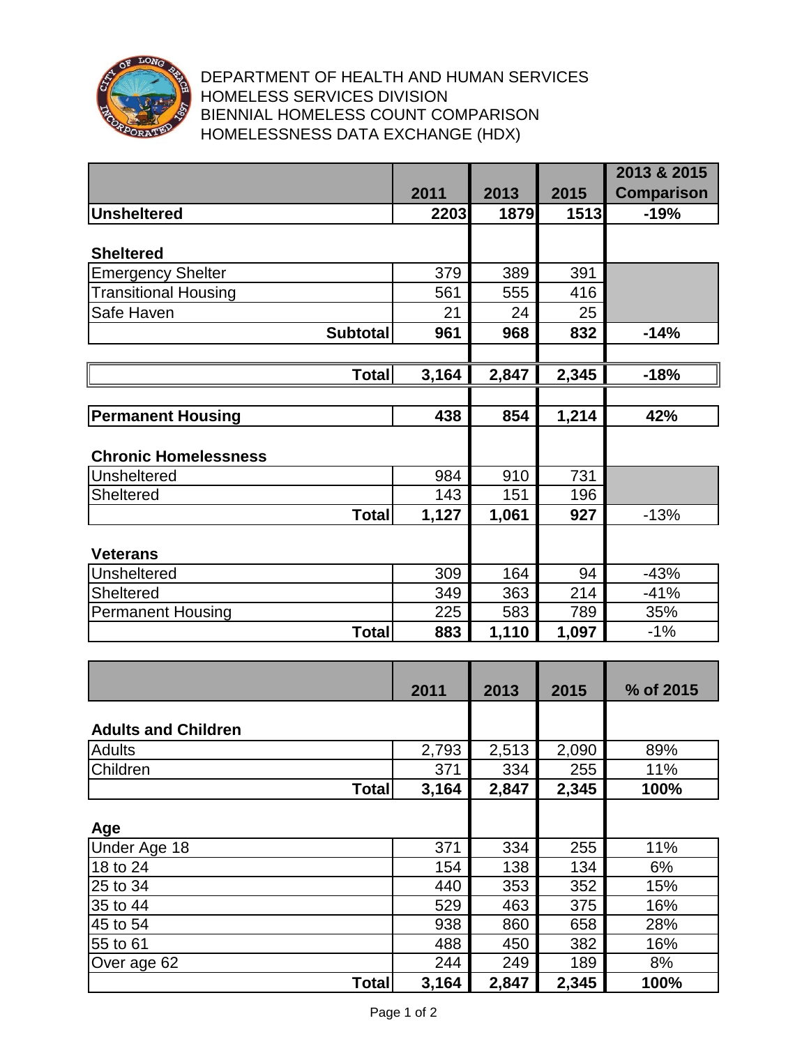DEPARTMENT OF HEALTH AND HUMAN SERVICES
HOMELESS SERVICES DIVISION
BIENNIAL HOMELESS COUNT COMPARISON
HOMELESSNESS DATA EXCHANGE (HDX)

| | 2011 | 2013 | 2015 | 2013 & 2015 Comparison |
|---|---|---|---|---|
| **Unsheltered** | **2203** | **1879** | **1513** | **-19%** |
| **Sheltered** | | | | |
| Emergency Shelter | 379 | 389 | 391 | |
| Transitional Housing | 561 | 555 | 416 | |
| Safe Haven | 21 | 24 | 25 | |
| **Subtotal** | **961** | **968** | **832** | **-14%** |
| **Total** | **3,164** | **2,847** | **2,345** | **-18%** |
| **Permanent Housing** | **438** | **854** | **1,214** | **42%** |
| **Chronic Homelessness** | | | | |
| Unsheltered | 984 | 910 | 731 | |
| Sheltered | 143 | 151 | 196 | |
| **Total** | **1,127** | **1,061** | **927** | -13% |
| **Veterans** | | | | |
| Unsheltered | 309 | 164 | 94 | -43% |
| Sheltered | 349 | 363 | 214 | -41% |
| Permanent Housing | 225 | 583 | 789 | 35% |
| **Total** | **883** | **1,110** | **1,097** | -1% |

| | 2011 | 2013 | 2015 | % of 2015 |
|---|---|---|---|---|
| **Adults and Children** | | | | |
| Adults | 2,793 | 2,513 | 2,090 | 89% |
| Children | 371 | 334 | 255 | 11% |
| **Total** | **3,164** | **2,847** | **2,345** | **100%** |
| **Age** | | | | |
| Under Age 18 | 371 | 334 | 255 | 11% |
| 18 to 24 | 154 | 138 | 134 | 6% |
| 25 to 34 | 440 | 353 | 352 | 15% |
| 35 to 44 | 529 | 463 | 375 | 16% |
| 45 to 54 | 938 | 860 | 658 | 28% |
| 55 to 61 | 488 | 450 | 382 | 16% |
| Over age 62 | 244 | 249 | 189 | 8% |
| **Total** | **3,164** | **2,847** | **2,345** | **100%** |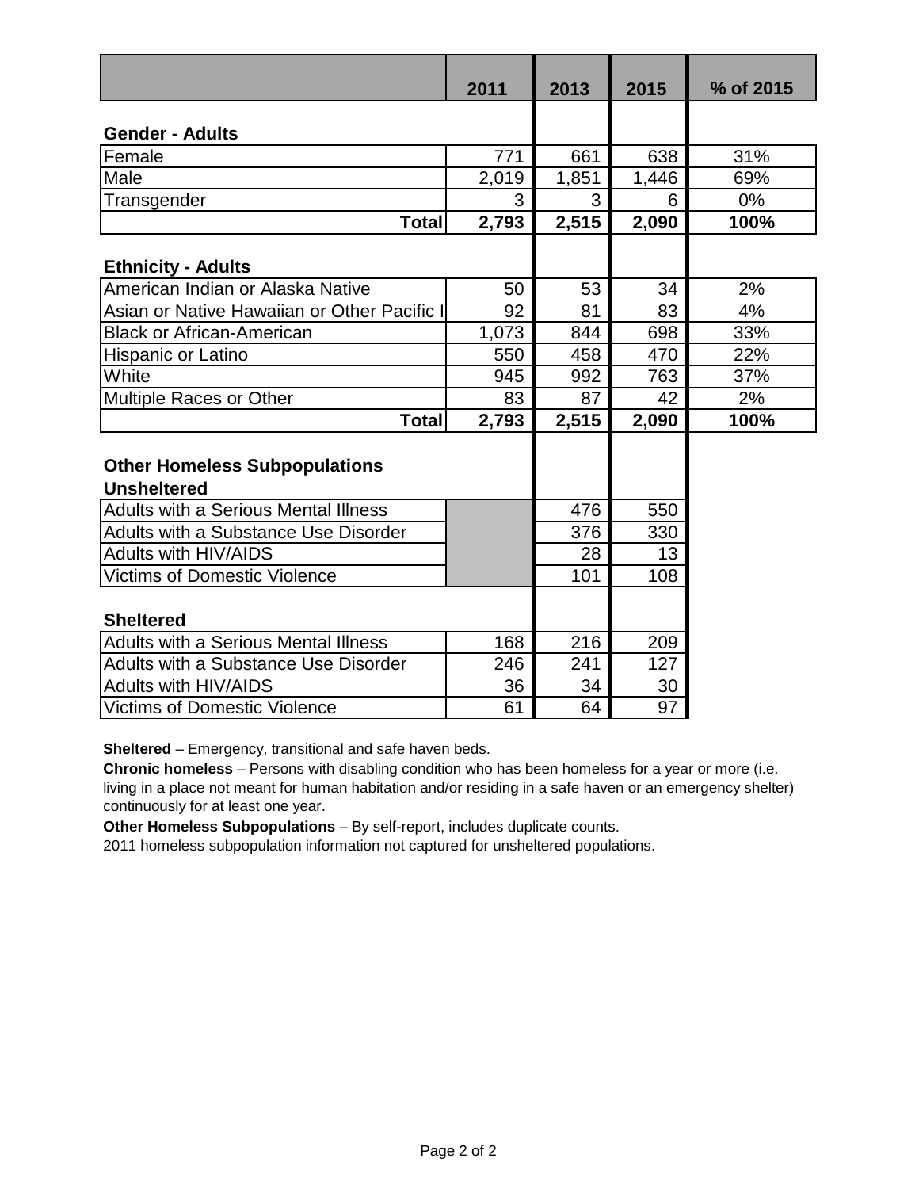| | 2011 | 2013 | 2015 | % of 2015 |
|---|---|---|---|---|
| **Gender - Adults** | | | | |
| Female | 771 | 661 | 638 | 31% |
| Male | 2,019 | 1,851 | 1,446 | 69% |
| Transgender | 3 | 3 | 6 | 0% |
| **Total** | **2,793** | **2,515** | **2,090** | **100%** |
| **Ethnicity - Adults** | | | | |
| American Indian or Alaska Native | 50 | 53 | 34 | 2% |
| Asian or Native Hawaiian or Other Pacific I | 92 | 81 | 83 | 4% |
| Black or African-American | 1,073 | 844 | 698 | 33% |
| Hispanic or Latino | 550 | 458 | 470 | 22% |
| White | 945 | 992 | 763 | 37% |
| Multiple Races or Other | 83 | 87 | 42 | 2% |
| **Total** | **2,793** | **2,515** | **2,090** | **100%** |
| **Other Homeless Subpopulations** | | | | |
| **Unsheltered** | | | | |
| Adults with a Serious Mental Illness | | 476 | 550 | |
| Adults with a Substance Use Disorder | | 376 | 330 | |
| Adults with HIV/AIDS | | 28 | 13 | |
| Victims of Domestic Violence | | 101 | 108 | |
| **Sheltered** | | | | |
| Adults with a Serious Mental Illness | 168 | 216 | 209 | |
| Adults with a Substance Use Disorder | 246 | 241 | 127 | |
| Adults with HIV/AIDS | 36 | 34 | 30 | |
| Victims of Domestic Violence | 61 | 64 | 97 | |

**Sheltered** – Emergency, transitional and safe haven beds.

**Chronic homeless** – Persons with disabling condition who has been homeless for a year or more (i.e. living in a place not meant for human habitation and/or residing in a safe haven or an emergency shelter) continuously for at least one year.

**Other Homeless Subpopulations** – By self-report, includes duplicate counts.

2011 homeless subpopulation information not captured for unsheltered populations.